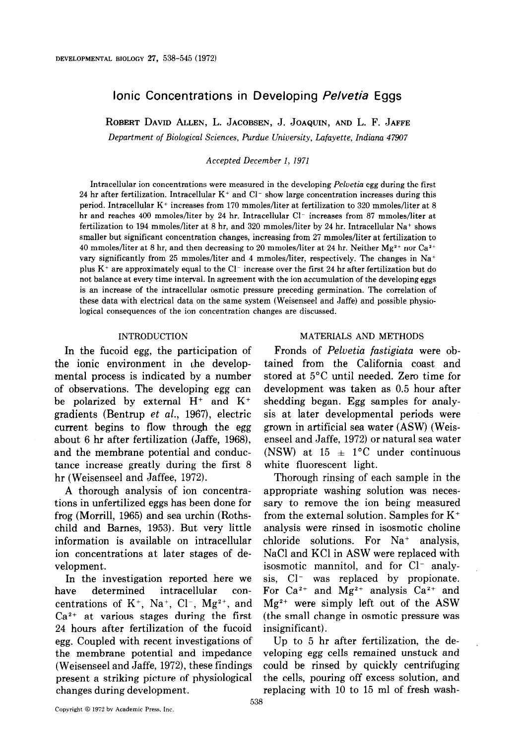# Ionic Concentrations in Developing *Pelvetia* Eggs

ROBERT DAVID ALLEN, L. JACOBSEN, J. JOAQUIN, AND L. F. JAFFE

*Department of Biological Sciences, Purdue University, Lafayette, Indiana 47907*

*Accepted December 1, 1971*

Intracellular ion concentrations were measured in the developing *Pelvetia* egg during the first 24 hr after fertilization. Intracellular $K^+$ and $Cl^-$ show large concentration increases during this period. Intracellular $K^+$ increases from 170 mmoles/liter at fertilization to 320 mmoles/liter at 8 hr and reaches 400 mmoles/liter by 24 hr. Intracellular $Cl^-$ increases from 87 mmoles/liter at fertilization to 194 mmoles/liter at 8 hr, and 320 mmoles/liter by 24 hr. Intracellular $Na^+$ shows smaller but significant concentration changes, increasing from 27 mmoles/liter at fertilization to 40 mmoles/liter at 8 hr, and then decreasing to 20 mmoles/liter at 24 hr. Neither $Mg^{2+}$ nor $Ca^{2+}$ vary significantly from 25 mmoles/liter and 4 mmoles/liter, respectively. The changes in $Na^+$ plus $K^+$ are approximately equal to the $Cl^-$ increase over the first 24 hr after fertilization but do not balance at every time interval. In agreement with the ion accumulation of the developing eggs is an increase of the intracellular osmotic pressure preceding germination. The correlation of these data with electrical data on the same system (Weisenseel and Jaffe) and possible physiological consequences of the ion concentration changes are discussed.

## INTRODUCTION

In the fucoid egg, the participation of the ionic environment in the developmental process is indicated by a number of observations. The developing egg can be polarized by external $H^+$ and $K^+$ gradients (Bentrup *et al.*, 1967), electric current begins to flow through the egg about 6 hr after fertilization (Jaffe, 1968), and the membrane potential and conductance increase greatly during the first 8 hr (Weisenseel and Jaffee, 1972).

A thorough analysis of ion concentrations in unfertilized eggs has been done for frog (Morrill, 1965) and sea urchin (Rothschild and Barnes, 1953). But very little information is available on intracellular ion concentrations at later stages of development.

In the investigation reported here we have determined intracellular concentrations of $K^+$, $Na^+$, $Cl^-$, $Mg^{2+}$, and $Ca^{2+}$ at various stages during the first 24 hours after fertilization of the fucoid egg. Coupled with recent investigations of the membrane potential and impedance (Weisenseel and Jaffe, 1972), these findings present a striking picture of physiological changes during development.

## MATERIALS AND METHODS

Fronds of *Pelvetia fastigiata* were obtained from the California coast and stored at 5°C until needed. Zero time for development was taken as 0.5 hour after shedding began. Egg samples for analysis at later developmental periods were grown in artificial sea water (ASW) (Weisenseel and Jaffe, 1972) or natural sea water (NSW) at 15 ± 1°C under continuous white fluorescent light.

Thorough rinsing of each sample in the appropriate washing solution was necessary to remove the ion being measured from the external solution. Samples for $K^+$ analysis were rinsed in isosmotic choline chloride solutions. For $Na^+$ analysis, NaCl and KCl in ASW were replaced with isosmotic mannitol, and for $Cl^-$ analysis, $Cl^-$ was replaced by propionate. For $Ca^{2+}$ and $Mg^{2+}$ analysis $Ca^{2+}$ and $Mg^{2+}$ were simply left out of the ASW (the small change in osmotic pressure was insignificant).

Up to 5 hr after fertilization, the developing egg cells remained unstuck and could be rinsed by quickly centrifuging the cells, pouring off excess solution, and replacing with 10 to 15 ml of fresh wash-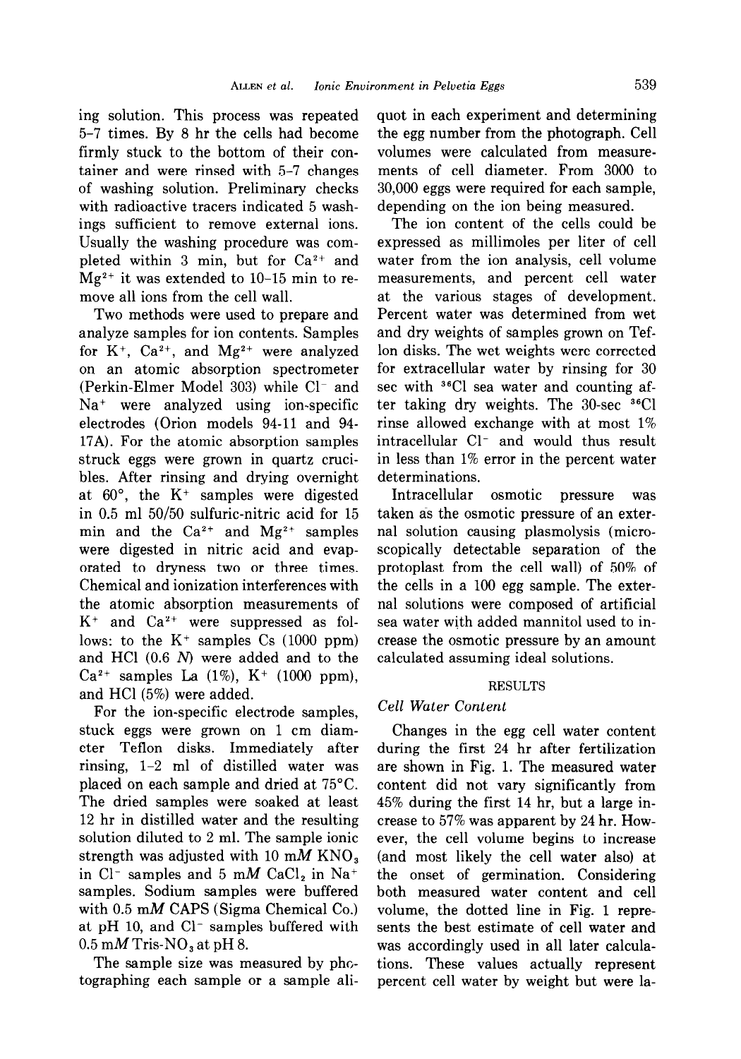ing solution. This process was repeated 5–7 times. By 8 hr the cells had become firmly stuck to the bottom of their container and were rinsed with 5–7 changes of washing solution. Preliminary checks with radioactive tracers indicated 5 washings sufficient to remove external ions. Usually the washing procedure was completed within 3 min, but for $Ca^{2+}$ and $Mg^{2+}$ it was extended to 10–15 min to remove all ions from the cell wall.

Two methods were used to prepare and analyze samples for ion contents. Samples for $K^+$, $Ca^{2+}$, and $Mg^{2+}$ were analyzed on an atomic absorption spectrometer (Perkin-Elmer Model 303) while $Cl^-$ and $Na^+$ were analyzed using ion-specific electrodes (Orion models 94-11 and 94-17A). For the atomic absorption samples struck eggs were grown in quartz crucibles. After rinsing and drying overnight at 60°, the $K^+$ samples were digested in 0.5 ml 50/50 sulfuric-nitric acid for 15 min and the $Ca^{2+}$ and $Mg^{2+}$ samples were digested in nitric acid and evaporated to dryness two or three times. Chemical and ionization interferences with the atomic absorption measurements of $K^+$ and $Ca^{2+}$ were suppressed as follows: to the $K^+$ samples Cs (1000 ppm) and HCl (0.6 *N*) were added and to the $Ca^{2+}$ samples La (1%), $K^+$ (1000 ppm), and HCl (5%) were added.

For the ion-specific electrode samples, stuck eggs were grown on 1 cm diameter Teflon disks. Immediately after rinsing, 1–2 ml of distilled water was placed on each sample and dried at 75°C. The dried samples were soaked at least 12 hr in distilled water and the resulting solution diluted to 2 ml. The sample ionic strength was adjusted with 10 m*M* $KNO_3$ in $Cl^-$ samples and 5 m*M* $CaCl_2$ in $Na^+$ samples. Sodium samples were buffered with 0.5 m*M* CAPS (Sigma Chemical Co.) at pH 10, and $Cl^-$ samples buffered with 0.5 m*M* Tris-$NO_3$ at pH 8.

The sample size was measured by photographing each sample or a sample aliquot in each experiment and determining the egg number from the photograph. Cell volumes were calculated from measurements of cell diameter. From 3000 to 30,000 eggs were required for each sample, depending on the ion being measured.

The ion content of the cells could be expressed as millimoles per liter of cell water from the ion analysis, cell volume measurements, and percent cell water at the various stages of development. Percent water was determined from wet and dry weights of samples grown on Teflon disks. The wet weights were corrected for extracellular water by rinsing for 30 sec with $^{36}Cl$ sea water and counting after taking dry weights. The 30-sec $^{36}Cl$ rinse allowed exchange with at most 1% intracellular $Cl^-$ and would thus result in less than 1% error in the percent water determinations.

Intracellular osmotic pressure was taken as the osmotic pressure of an external solution causing plasmolysis (microscopically detectable separation of the protoplast from the cell wall) of 50% of the cells in a 100 egg sample. The external solutions were composed of artificial sea water with added mannitol used to increase the osmotic pressure by an amount calculated assuming ideal solutions.

## RESULTS

### *Cell Water Content*

Changes in the egg cell water content during the first 24 hr after fertilization are shown in Fig. 1. The measured water content did not vary significantly from 45% during the first 14 hr, but a large increase to 57% was apparent by 24 hr. However, the cell volume begins to increase (and most likely the cell water also) at the onset of germination. Considering both measured water content and cell volume, the dotted line in Fig. 1 represents the best estimate of cell water and was accordingly used in all later calculations. These values actually represent percent cell water by weight but were la-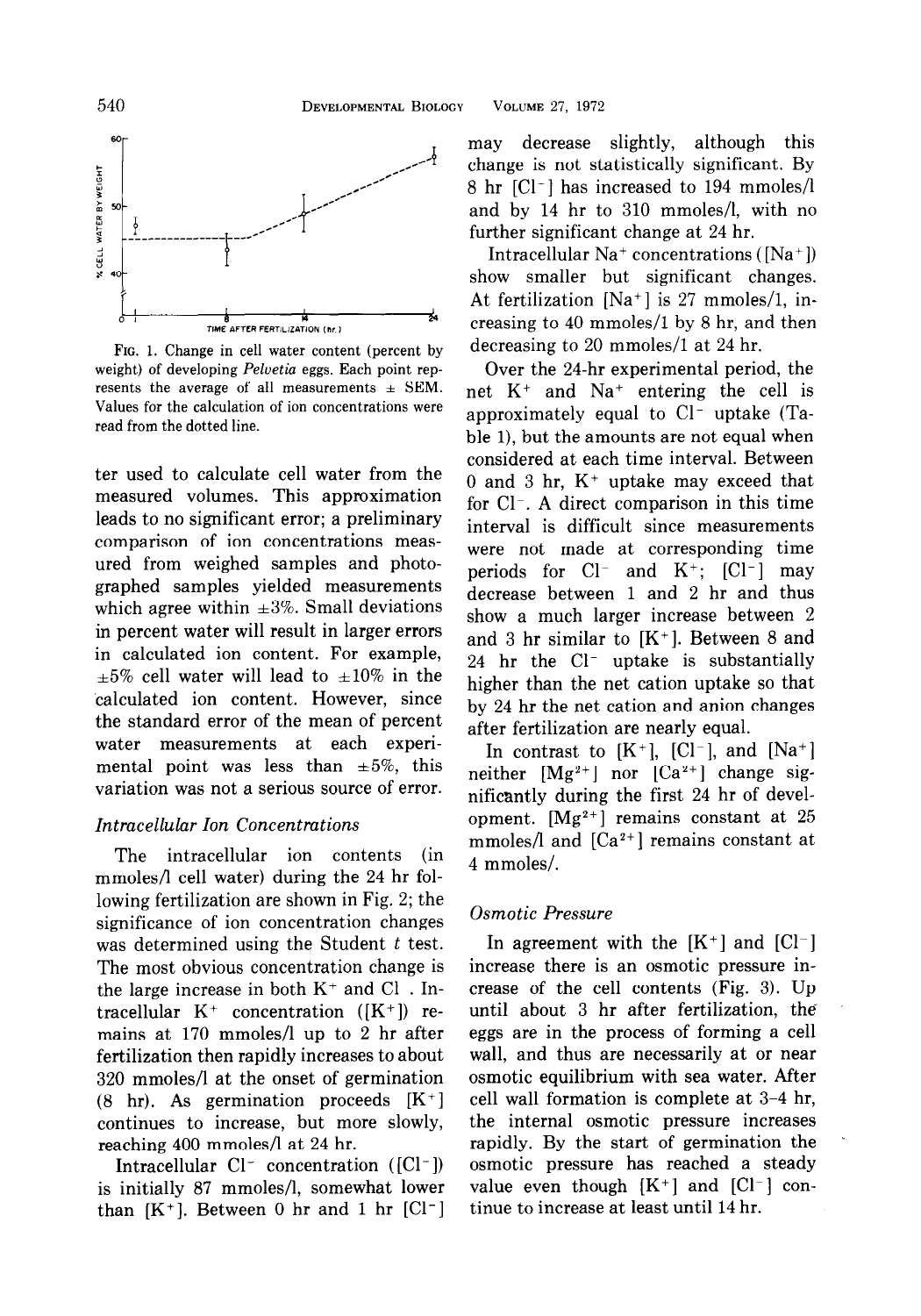FIG. 1. Change in cell water content (percent by weight) of developing *Pelvetia* eggs. Each point represents the average of all measurements ± SEM. Values for the calculation of ion concentrations were read from the dotted line.

ter used to calculate cell water from the measured volumes. This approximation leads to no significant error; a preliminary comparison of ion concentrations measured from weighed samples and photographed samples yielded measurements which agree within ±3%. Small deviations in percent water will result in larger errors in calculated ion content. For example, ±5% cell water will lead to ±10% in the calculated ion content. However, since the standard error of the mean of percent water measurements at each experimental point was less than ±5%, this variation was not a serious source of error.

### *Intracellular Ion Concentrations*

The intracellular ion contents (in mmoles/l cell water) during the 24 hr following fertilization are shown in Fig. 2; the significance of ion concentration changes was determined using the Student *t* test. The most obvious concentration change is the large increase in both $K^+$ and $Cl^-$. Intracellular $K^+$ concentration ($[K^+]$) remains at 170 mmoles/l up to 2 hr after fertilization then rapidly increases to about 320 mmoles/l at the onset of germination (8 hr). As germination proceeds $[K^+]$ continues to increase, but more slowly, reaching 400 mmoles/l at 24 hr.

Intracellular $Cl^-$ concentration ($[Cl^-]$) is initially 87 mmoles/l, somewhat lower than $[K^+]$. Between 0 hr and 1 hr $[Cl^-]$ may decrease slightly, although this change is not statistically significant. By 8 hr $[Cl^-]$ has increased to 194 mmoles/l and by 14 hr to 310 mmoles/l, with no further significant change at 24 hr.

Intracellular $Na^+$ concentrations ($[Na^+]$) show smaller but significant changes. At fertilization $[Na^+]$ is 27 mmoles/l, increasing to 40 mmoles/l by 8 hr, and then decreasing to 20 mmoles/l at 24 hr.

Over the 24-hr experimental period, the net $K^+$ and $Na^+$ entering the cell is approximately equal to $Cl^-$ uptake (Table 1), but the amounts are not equal when considered at each time interval. Between 0 and 3 hr, $K^+$ uptake may exceed that for $Cl^-$. A direct comparison in this time interval is difficult since measurements were not made at corresponding time periods for $Cl^-$ and $K^+$; $[Cl^-]$ may decrease between 1 and 2 hr and thus show a much larger increase between 2 and 3 hr similar to $[K^+]$. Between 8 and 24 hr the $Cl^-$ uptake is substantially higher than the net cation uptake so that by 24 hr the net cation and anion changes after fertilization are nearly equal.

In contrast to $[K^+]$, $[Cl^-]$, and $[Na^+]$ neither $[Mg^{2+}]$ nor $[Ca^{2+}]$ change significantly during the first 24 hr of development. $[Mg^{2+}]$ remains constant at 25 mmoles/l and $[Ca^{2+}]$ remains constant at 4 mmoles/.

### *Osmotic Pressure*

In agreement with the $[K^+]$ and $[Cl^-]$ increase there is an osmotic pressure increase of the cell contents (Fig. 3). Up until about 3 hr after fertilization, the eggs are in the process of forming a cell wall, and thus are necessarily at or near osmotic equilibrium with sea water. After cell wall formation is complete at 3–4 hr, the internal osmotic pressure increases rapidly. By the start of germination the osmotic pressure has reached a steady value even though $[K^+]$ and $[Cl^-]$ continue to increase at least until 14 hr.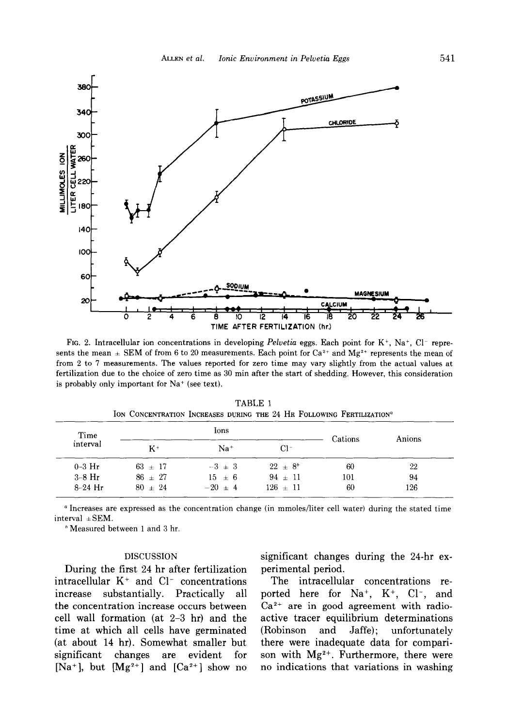FIG. 2. Intracellular ion concentrations in developing *Pelvetia* eggs. Each point for $K^+$, $Na^+$, $Cl^-$ represents the mean ± SEM of from 6 to 20 measurements. Each point for $Ca^{2+}$ and $Mg^{2+}$ represents the mean of from 2 to 7 measurements. The values reported for zero time may vary slightly from the actual values at fertilization due to the choice of zero time as 30 min after the start of shedding. However, this consideration is probably only important for $Na^+$ (see text).

TABLE 1

ION CONCENTRATION INCREASES DURING THE 24 HR FOLLOWING FERTILIZATION[a]

| Time interval | Ions | | | Cations | Anions |
|---|---|---|---|---|---|
| | $K^+$ | $Na^+$ | $Cl^-$ | | |
| 0-3 Hr | 63 ± 17 | −3 ± 3 | 22 ± 8[b] | 60 | 22 |
| 3-8 Hr | 86 ± 27 | 15 ± 6 | 94 ± 11 | 101 | 94 |
| 8-24 Hr | 80 ± 24 | −20 ± 4 | 126 ± 11 | 60 | 126 |

[a] Increases are expressed as the concentration change (in mmoles/liter cell water) during the stated time interval ±SEM.

[b] Measured between 1 and 3 hr.

## DISCUSSION

During the first 24 hr after fertilization intracellular $K^+$ and $Cl^-$ concentrations increase substantially. Practically all the concentration increase occurs between cell wall formation (at 2–3 hr) and the time at which all cells have germinated (at about 14 hr). Somewhat smaller but significant changes are evident for $[Na^+]$, but $[Mg^{2+}]$ and $[Ca^{2+}]$ show no significant changes during the 24-hr experimental period.

The intracellular concentrations reported here for $Na^+$, $K^+$, $Cl^-$, and $Ca^{2+}$ are in good agreement with radioactive tracer equilibrium determinations (Robinson and Jaffe); unfortunately there were inadequate data for comparison with $Mg^{2+}$. Furthermore, there were no indications that variations in washing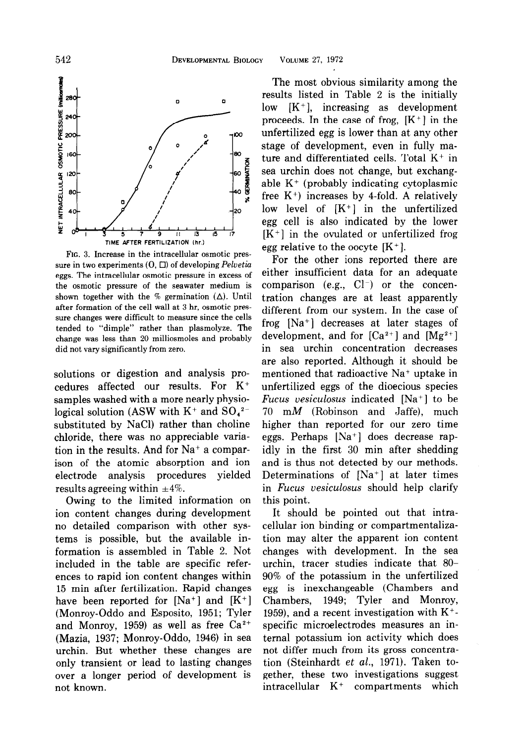FIG. 3. Increase in the intracellular osmotic pressure in two experiments (O, □) of developing *Pelvetia* eggs. The intracellular osmotic pressure in excess of the osmotic pressure of the seawater medium is shown together with the % germination (Δ). Until after formation of the cell wall at 3 hr, osmotic pressure changes were difficult to measure since the cells tended to "dimple" rather than plasmolyze. The change was less than 20 milliosmoles and probably did not vary significantly from zero.

solutions or digestion and analysis procedures affected our results. For $K^+$ samples washed with a more nearly physiological solution (ASW with $K^+$ and $SO_4^{2-}$ substituted by NaCl) rather than choline chloride, there was no appreciable variation in the results. And for $Na^+$ a comparison of the atomic absorption and ion electrode analysis procedures yielded results agreeing within ±4%.

Owing to the limited information on ion content changes during development no detailed comparison with other systems is possible, but the available information is assembled in Table 2. Not included in the table are specific references to rapid ion content changes within 15 min after fertilization. Rapid changes have been reported for $[Na^+]$ and $[K^+]$ (Monroy-Oddo and Esposito, 1951; Tyler and Monroy, 1959) as well as free $Ca^{2+}$ (Mazia, 1937; Monroy-Oddo, 1946) in sea urchin. But whether these changes are only transient or lead to lasting changes over a longer period of development is not known.

The most obvious similarity among the results listed in Table 2 is the initially low $[K^+]$, increasing as development proceeds. In the case of frog, $[K^+]$ in the unfertilized egg is lower than at any other stage of development, even in fully mature and differentiated cells. Total $K^+$ in sea urchin does not change, but exchangeable $K^+$ (probably indicating cytoplasmic free $K^+$) increases by 4-fold. A relatively low level of $[K^+]$ in the unfertilized egg cell is also indicated by the lower $[K^+]$ in the ovulated or unfertilized frog egg relative to the oocyte $[K^+]$.

For the other ions reported there are either insufficient data for an adequate comparison (e.g., $Cl^-$) or the concentration changes are at least apparently different from our system. In the case of frog $[Na^+]$ decreases at later stages of development, and for $[Ca^{2+}]$ and $[Mg^{2+}]$ in sea urchin concentration decreases are also reported. Although it should be mentioned that radioactive $Na^+$ uptake in unfertilized eggs of the dioecious species *Fucus vesiculosus* indicated $[Na^+]$ to be 70 m*M* (Robinson and Jaffe), much higher than reported for our zero time eggs. Perhaps $[Na^+]$ does decrease rapidly in the first 30 min after shedding and is thus not detected by our methods. Determinations of $[Na^+]$ at later times in *Fucus vesiculosus* should help clarify this point.

It should be pointed out that intracellular ion binding or compartmentalization may alter the apparent ion content changes with development. In the sea urchin, tracer studies indicate that 80–90% of the potassium in the unfertilized egg is inexchangeable (Chambers and Chambers, 1949; Tyler and Monroy, 1959), and a recent investigation with $K^+$-specific microelectrodes measures an internal potassium ion activity which does not differ much from its gross concentration (Steinhardt *et al.*, 1971). Taken together, these two investigations suggest intracellular $K^+$ compartments which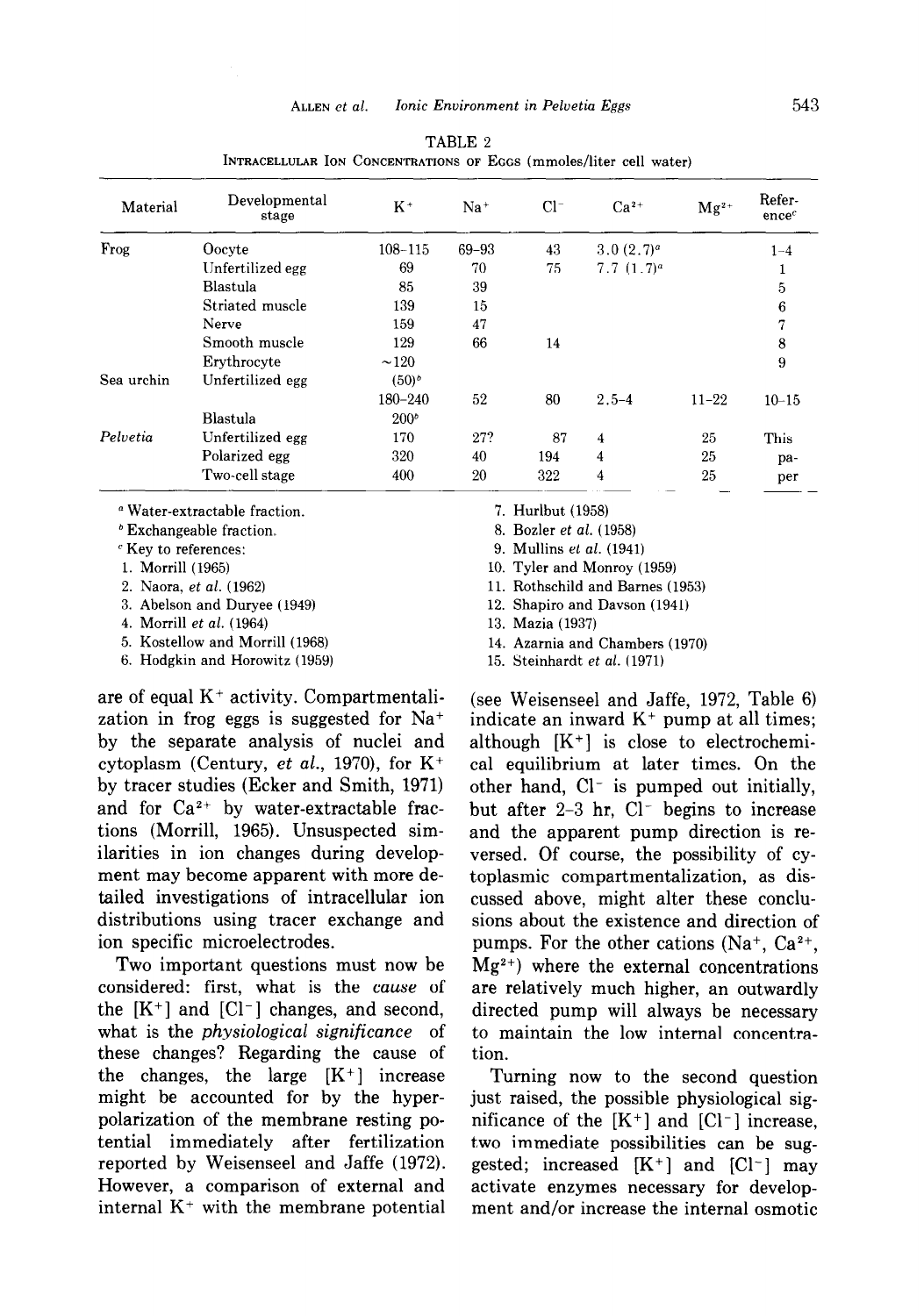TABLE 2
INTRACELLULAR ION CONCENTRATIONS OF EGGS (mmoles/liter cell water)

| Material | Developmental stage | $K^+$ | $Na^+$ | $Cl^-$ | $Ca^{2+}$ | $Mg^{2+}$ | Reference[c] |
|---|---|---|---|---|---|---|---|
| Frog | Oocyte | 108–115 | 69–93 | 43 | 3.0 (2.7)[a] | | 1–4 |
| | Unfertilized egg | 69 | 70 | 75 | 7.7 (1.7)[a] | | 1 |
| | Blastula | 85 | 39 | | | | 5 |
| | Striated muscle | 139 | 15 | | | | 6 |
| | Nerve | 159 | 47 | | | | 7 |
| | Smooth muscle | 129 | 66 | 14 | | | 8 |
| | Erythrocyte | ~120 | | | | | 9 |
| Sea urchin | Unfertilized egg | (50)[b] | | | | | |
| | | 180–240 | 52 | 80 | 2.5–4 | 11–22 | 10–15 |
| | Blastula | 200[b] | | | | | |
| *Pelvetia* | Unfertilized egg | 170 | 27? | 87 | 4 | 25 | This |
| | Polarized egg | 320 | 40 | 194 | 4 | 25 | pa- |
| | Two-cell stage | 400 | 20 | 322 | 4 | 25 | per |

[a] Water-extractable fraction.
[b] Exchangeable fraction.
[c] Key to references:
1. Morrill (1965)
2. Naora, *et al.* (1962)
3. Abelson and Duryee (1949)
4. Morrill *et al.* (1964)
5. Kostellow and Morrill (1968)
6. Hodgkin and Horowitz (1959)
7. Hurlbut (1958)
8. Bozler *et al.* (1958)
9. Mullins *et al.* (1941)
10. Tyler and Monroy (1959)
11. Rothschild and Barnes (1953)
12. Shapiro and Davson (1941)
13. Mazia (1937)
14. Azarnia and Chambers (1970)
15. Steinhardt *et al.* (1971)

are of equal $K^+$ activity. Compartmentalization in frog eggs is suggested for $Na^+$ by the separate analysis of nuclei and cytoplasm (Century, *et al.*, 1970), for $K^+$ by tracer studies (Ecker and Smith, 1971) and for $Ca^{2+}$ by water-extractable fractions (Morrill, 1965). Unsuspected similarities in ion changes during development may become apparent with more detailed investigations of intracellular ion distributions using tracer exchange and ion specific microelectrodes.

Two important questions must now be considered: first, what is the *cause* of the $[K^+]$ and $[Cl^-]$ changes, and second, what is the *physiological significance* of these changes? Regarding the cause of the changes, the large $[K^+]$ increase might be accounted for by the hyperpolarization of the membrane resting potential immediately after fertilization reported by Weisenseel and Jaffe (1972). However, a comparison of external and internal $K^+$ with the membrane potential (see Weisenseel and Jaffe, 1972, Table 6) indicate an inward $K^+$ pump at all times; although $[K^+]$ is close to electrochemical equilibrium at later times. On the other hand, $Cl^-$ is pumped out initially, but after 2–3 hr, $Cl^-$ begins to increase and the apparent pump direction is reversed. Of course, the possibility of cytoplasmic compartmentalization, as discussed above, might alter these conclusions about the existence and direction of pumps. For the other cations ($Na^+$, $Ca^{2+}$, $Mg^{2+}$) where the external concentrations are relatively much higher, an outwardly directed pump will always be necessary to maintain the low internal concentration.

Turning now to the second question just raised, the possible physiological significance of the $[K^+]$ and $[Cl^-]$ increase, two immediate possibilities can be suggested; increased $[K^+]$ and $[Cl^-]$ may activate enzymes necessary for development and/or increase the internal osmotic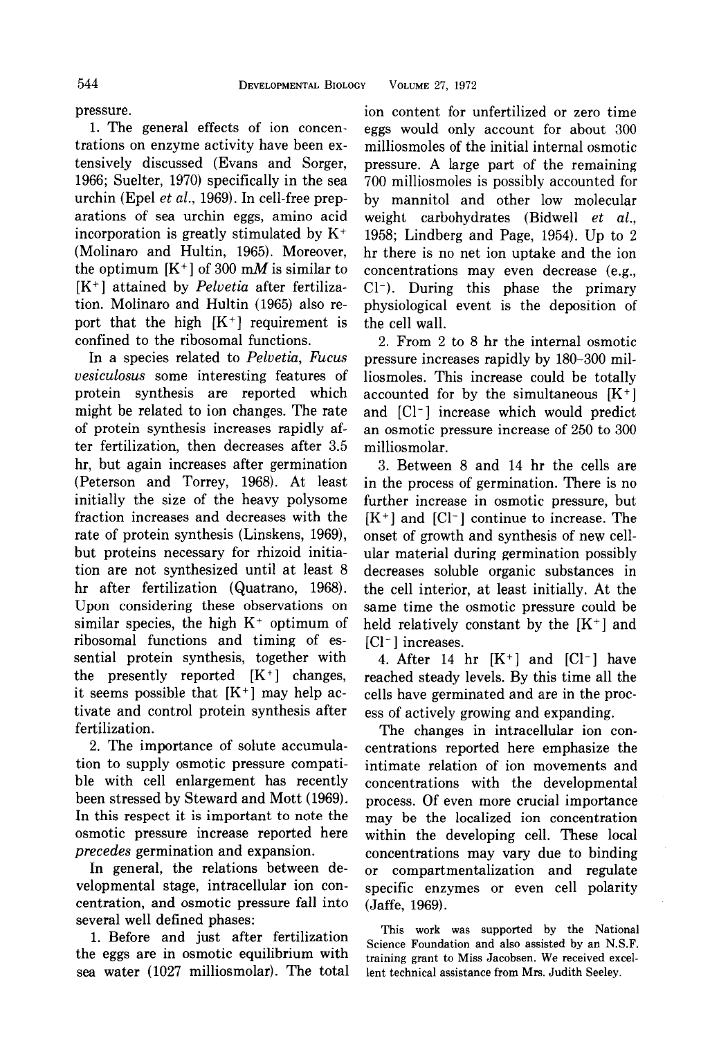pressure.

1. The general effects of ion concentrations on enzyme activity have been extensively discussed (Evans and Sorger, 1966; Suelter, 1970) specifically in the sea urchin (Epel *et al.*, 1969). In cell-free preparations of sea urchin eggs, amino acid incorporation is greatly stimulated by $K^+$ (Molinaro and Hultin, 1965). Moreover, the optimum $[K^+]$ of 300 m$M$ is similar to $[K^+]$ attained by *Pelvetia* after fertilization. Molinaro and Hultin (1965) also report that the high $[K^+]$ requirement is confined to the ribosomal functions.

In a species related to *Pelvetia*, *Fucus vesiculosus* some interesting features of protein synthesis are reported which might be related to ion changes. The rate of protein synthesis increases rapidly after fertilization, then decreases after 3.5 hr, but again increases after germination (Peterson and Torrey, 1968). At least initially the size of the heavy polysome fraction increases and decreases with the rate of protein synthesis (Linskens, 1969), but proteins necessary for rhizoid initiation are not synthesized until at least 8 hr after fertilization (Quatrano, 1968). Upon considering these observations on similar species, the high $K^+$ optimum of ribosomal functions and timing of essential protein synthesis, together with the presently reported $[K^+]$ changes, it seems possible that $[K^+]$ may help activate and control protein synthesis after fertilization.

2. The importance of solute accumulation to supply osmotic pressure compatible with cell enlargement has recently been stressed by Steward and Mott (1969). In this respect it is important to note the osmotic pressure increase reported here *precedes* germination and expansion.

In general, the relations between developmental stage, intracellular ion concentration, and osmotic pressure fall into several well defined phases:

1. Before and just after fertilization the eggs are in osmotic equilibrium with sea water (1027 milliosmolar). The total ion content for unfertilized or zero time eggs would only account for about 300 milliosmoles of the initial internal osmotic pressure. A large part of the remaining 700 milliosmoles is possibly accounted for by mannitol and other low molecular weight carbohydrates (Bidwell *et al.*, 1958; Lindberg and Page, 1954). Up to 2 hr there is no net ion uptake and the ion concentrations may even decrease (e.g., $Cl^-$). During this phase the primary physiological event is the deposition of the cell wall.

2. From 2 to 8 hr the internal osmotic pressure increases rapidly by 180–300 milliosmoles. This increase could be totally accounted for by the simultaneous $[K^+]$ and $[Cl^-]$ increase which would predict an osmotic pressure increase of 250 to 300 milliosmolar.

3. Between 8 and 14 hr the cells are in the process of germination. There is no further increase in osmotic pressure, but $[K^+]$ and $[Cl^-]$ continue to increase. The onset of growth and synthesis of new cellular material during germination possibly decreases soluble organic substances in the cell interior, at least initially. At the same time the osmotic pressure could be held relatively constant by the $[K^+]$ and $[Cl^-]$ increases.

4. After 14 hr $[K^+]$ and $[Cl^-]$ have reached steady levels. By this time all the cells have germinated and are in the process of actively growing and expanding.

The changes in intracellular ion concentrations reported here emphasize the intimate relation of ion movements and concentrations with the developmental process. Of even more crucial importance may be the localized ion concentration within the developing cell. These local concentrations may vary due to binding or compartmentalization and regulate specific enzymes or even cell polarity (Jaffe, 1969).

This work was supported by the National Science Foundation and also assisted by an N.S.F. training grant to Miss Jacobsen. We received excellent technical assistance from Mrs. Judith Seeley.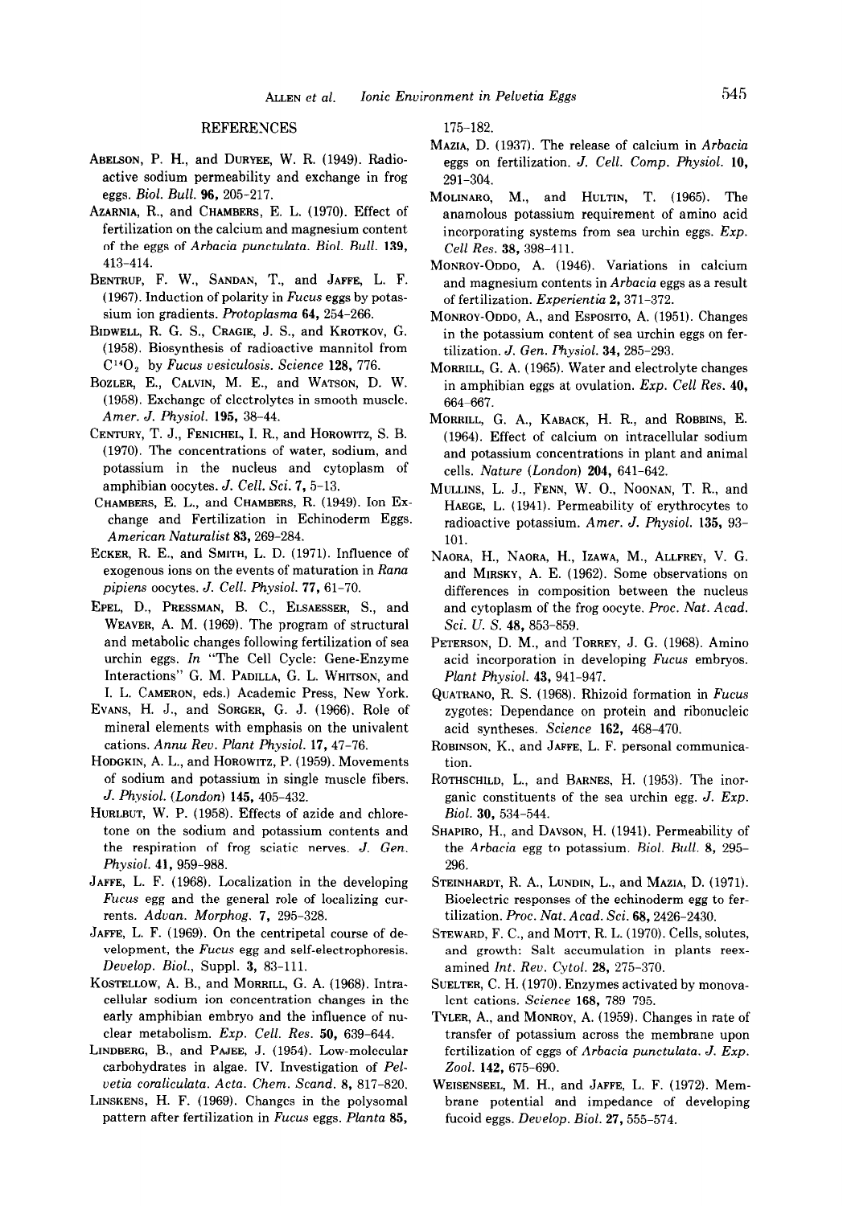## REFERENCES

ABELSON, P. H., and DURYEE, W. R. (1949). Radioactive sodium permeability and exchange in frog eggs. *Biol. Bull.* **96**, 205–217.

AZARNIA, R., and CHAMBERS, E. L. (1970). Effect of fertilization on the calcium and magnesium content of the eggs of *Arbacia punctulata*. *Biol. Bull.* **139**, 413–414.

BENTRUP, F. W., SANDAN, T., and JAFFE, L. F. (1967). Induction of polarity in *Fucus* eggs by potassium ion gradients. *Protoplasma* **64**, 254–266.

BIDWELL, R. G. S., CRAGIE, J. S., and KROTKOV, G. (1958). Biosynthesis of radioactive mannitol from $C^{14}O_2$ by *Fucus vesiculosis*. *Science* **128**, 776.

BOZLER, E., CALVIN, M. E., and WATSON, D. W. (1958). Exchange of electrolytes in smooth muscle. *Amer. J. Physiol.* **195**, 38–44.

CENTURY, T. J., FENICHEL, I. R., and HOROWITZ, S. B. (1970). The concentrations of water, sodium, and potassium in the nucleus and cytoplasm of amphibian oocytes. *J. Cell. Sci.* **7**, 5–13.

CHAMBERS, E. L., and CHAMBERS, R. (1949). Ion Exchange and Fertilization in Echinoderm Eggs. *American Naturalist* **83**, 269–284.

ECKER, R. E., and SMITH, L. D. (1971). Influence of exogenous ions on the events of maturation in *Rana pipiens* oocytes. *J. Cell. Physiol.* **77**, 61–70.

EPEL, D., PRESSMAN, B. C., ELSAESSER, S., and WEAVER, A. M. (1969). The program of structural and metabolic changes following fertilization of sea urchin eggs. *In* "The Cell Cycle: Gene-Enzyme Interactions" G. M. PADILLA, G. L. WHITSON, and I. L. CAMERON, eds.) Academic Press, New York.

EVANS, H. J., and SORGER, G. J. (1966). Role of mineral elements with emphasis on the univalent cations. *Annu Rev. Plant Physiol.* **17**, 47–76.

HODGKIN, A. L., and HOROWITZ, P. (1959). Movements of sodium and potassium in single muscle fibers. *J. Physiol. (London)* **145**, 405–432.

HURLBUT, W. P. (1958). Effects of azide and chloretone on the sodium and potassium contents and the respiration of frog sciatic nerves. *J. Gen. Physiol.* **41**, 959–988.

JAFFE, L. F. (1968). Localization in the developing *Fucus* egg and the general role of localizing currents. *Advan. Morphog.* **7**, 295–328.

JAFFE, L. F. (1969). On the centripetal course of development, the *Fucus* egg and self-electrophoresis. *Develop. Biol.*, Suppl. **3**, 83–111.

KOSTELLOW, A. B., and MORRILL, G. A. (1968). Intracellular sodium ion concentration changes in the early amphibian embryo and the influence of nuclear metabolism. *Exp. Cell. Res.* **50**, 639–644.

LINDBERG, B., and PAJEE, J. (1954). Low-molecular carbohydrates in algae. IV. Investigation of *Pelvetia coraliculata*. *Acta. Chem. Scand.* **8**, 817–820.

LINSKENS, H. F. (1969). Changes in the polysomal pattern after fertilization in *Fucus* eggs. *Planta* **85**, 175–182.

MAZIA, D. (1937). The release of calcium in *Arbacia* eggs on fertilization. *J. Cell. Comp. Physiol.* **10**, 291–304.

MOLINARO, M., and HULTIN, T. (1965). The anamolous potassium requirement of amino acid incorporating systems from sea urchin eggs. *Exp. Cell Res.* **38**, 398–411.

MONROY-ODDO, A. (1946). Variations in calcium and magnesium contents in *Arbacia* eggs as a result of fertilization. *Experientia* **2**, 371–372.

MONROY-ODDO, A., and ESPOSITO, A. (1951). Changes in the potassium content of sea urchin eggs on fertilization. *J. Gen. Physiol.* **34**, 285–293.

MORRILL, G. A. (1965). Water and electrolyte changes in amphibian eggs at ovulation. *Exp. Cell Res.* **40**, 664–667.

MORRILL, G. A., KABACK, H. R., and ROBBINS, E. (1964). Effect of calcium on intracellular sodium and potassium concentrations in plant and animal cells. *Nature (London)* **204**, 641–642.

MULLINS, L. J., FENN, W. O., NOONAN, T. R., and HAEGE, L. (1941). Permeability of erythrocytes to radioactive potassium. *Amer. J. Physiol.* **135**, 93–101.

NAORA, H., NAORA, H., IZAWA, M., ALLFREY, V. G. and MIRSKY, A. E. (1962). Some observations on differences in composition between the nucleus and cytoplasm of the frog oocyte. *Proc. Nat. Acad. Sci. U. S.* **48**, 853–859.

PETERSON, D. M., and TORREY, J. G. (1968). Amino acid incorporation in developing *Fucus* embryos. *Plant Physiol.* **43**, 941–947.

QUATRANO, R. S. (1968). Rhizoid formation in *Fucus* zygotes: Dependance on protein and ribonucleic acid syntheses. *Science* **162**, 468–470.

ROBINSON, K., and JAFFE, L. F. personal communication.

ROTHSCHILD, L., and BARNES, H. (1953). The inorganic constituents of the sea urchin egg. *J. Exp. Biol.* **30**, 534–544.

SHAPIRO, H., and DAVSON, H. (1941). Permeability of the *Arbacia* egg to potassium. *Biol. Bull.* **8**, 295–296.

STEINHARDT, R. A., LUNDIN, L., and MAZIA, D. (1971). Bioelectric responses of the echinoderm egg to fertilization. *Proc. Nat. Acad. Sci.* **68**, 2426–2430.

STEWARD, F. C., and MOTT, R. L. (1970). Cells, solutes, and growth: Salt accumulation in plants reexamined *Int. Rev. Cytol.* **28**, 275–370.

SUELTER, C. H. (1970). Enzymes activated by monovalent cations. *Science* **168**, 789–795.

TYLER, A., and MONROY, A. (1959). Changes in rate of transfer of potassium across the membrane upon fertilization of eggs of *Arbacia punctulata*. *J. Exp. Zool.* **142**, 675–690.

WEISENSEEL, M. H., and JAFFE, L. F. (1972). Membrane potential and impedance of developing fucoid eggs. *Develop. Biol.* **27**, 555–574.